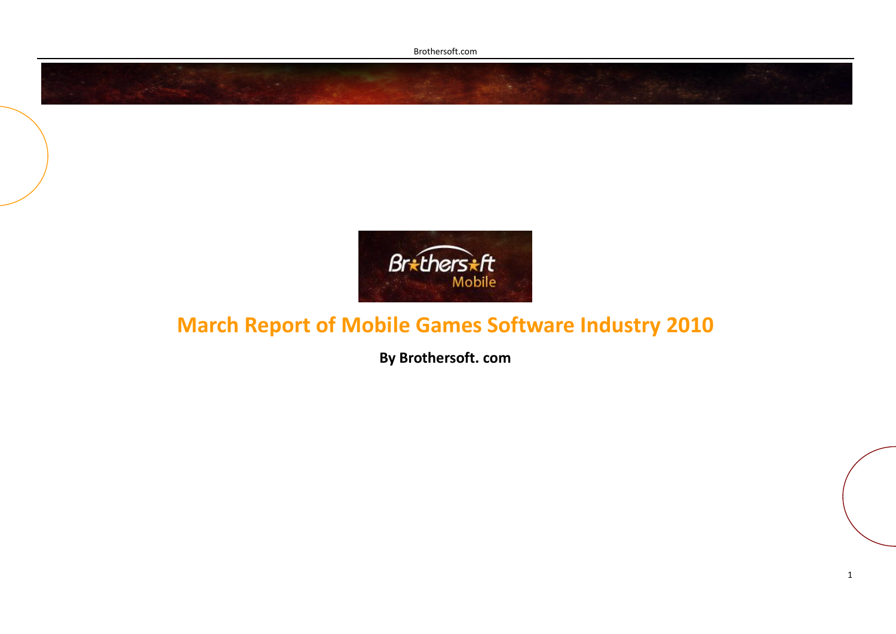# March Report of Mobile Games Software Industry 2010

**By Brothersoft. com**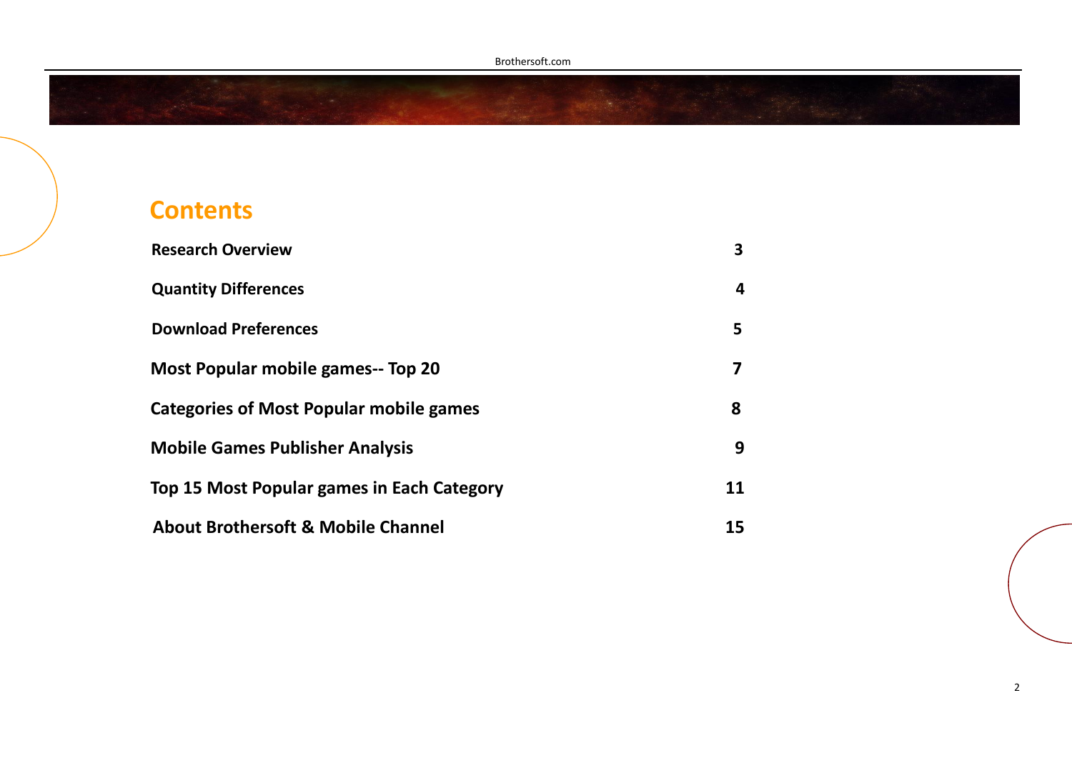## Contents

| | |
|---|---|
| **Research Overview** | **3** |
| **Quantity Differences** | **4** |
| **Download Preferences** | **5** |
| **Most Popular mobile games-- Top 20** | **7** |
| **Categories of Most Popular mobile games** | **8** |
| **Mobile Games Publisher Analysis** | **9** |
| **Top 15 Most Popular games in Each Category** | **11** |
| **About Brothersoft & Mobile Channel** | **15** |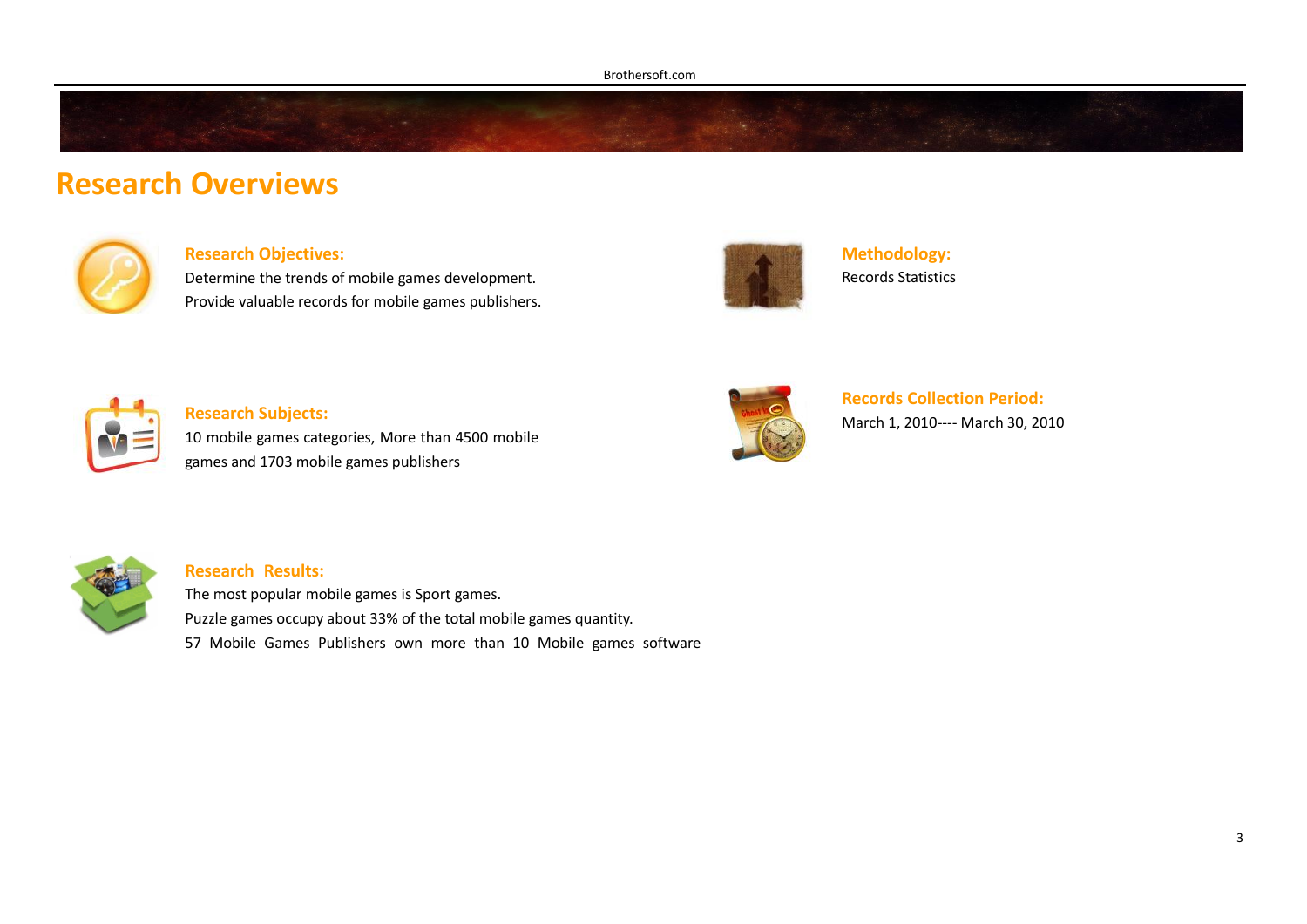# Research Overviews

**Research Objectives:**

Determine the trends of mobile games development.
Provide valuable records for mobile games publishers.

**Methodology:**

Records Statistics

**Research Subjects:**

10 mobile games categories, More than 4500 mobile games and 1703 mobile games publishers

**Records Collection Period:**

March 1, 2010---- March 30, 2010

**Research Results:**

The most popular mobile games is Sport games.
Puzzle games occupy about 33% of the total mobile games quantity.
57 Mobile Games Publishers own more than 10 Mobile games software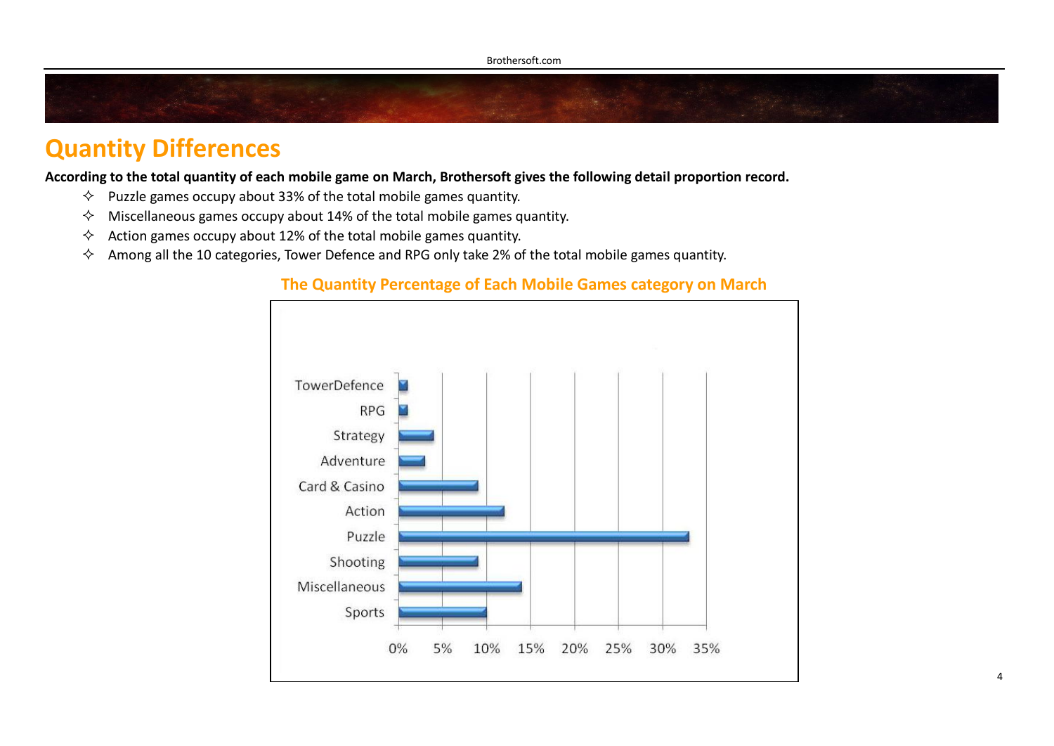## Quantity Differences

**According to the total quantity of each mobile game on March, Brothersoft gives the following detail proportion record.**

- Puzzle games occupy about 33% of the total mobile games quantity.
- Miscellaneous games occupy about 14% of the total mobile games quantity.
- Action games occupy about 12% of the total mobile games quantity.
- Among all the 10 categories, Tower Defence and RPG only take 2% of the total mobile games quantity.

**The Quantity Percentage of Each Mobile Games category on March**

| Category | Percentage |
|---|---|
| TowerDefence | ~1% |
| RPG | ~1% |
| Strategy | ~4% |
| Adventure | ~3% |
| Card & Casino | ~9% |
| Action | ~12% |
| Puzzle | ~33% |
| Shooting | ~9% |
| Miscellaneous | ~14% |
| Sports | ~10% |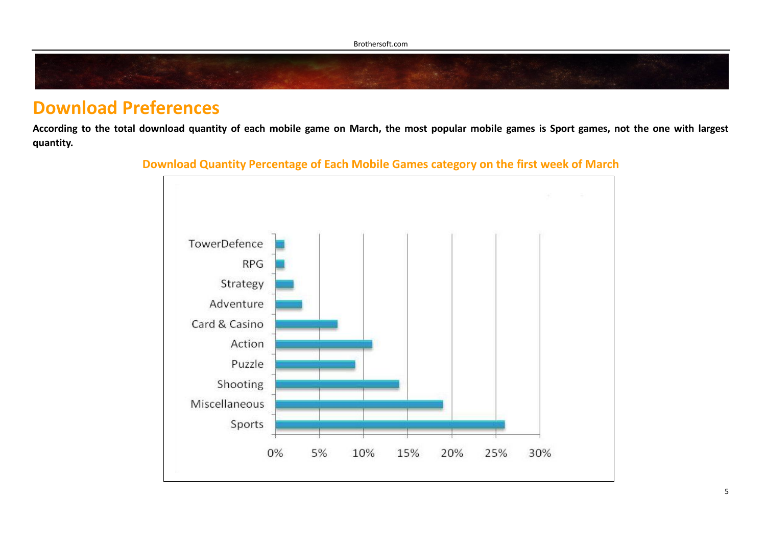# Download Preferences

**According to the total download quantity of each mobile game on March, the most popular mobile games is Sport games, not the one with largest quantity.**

**Download Quantity Percentage of Each Mobile Games category on the first week of March**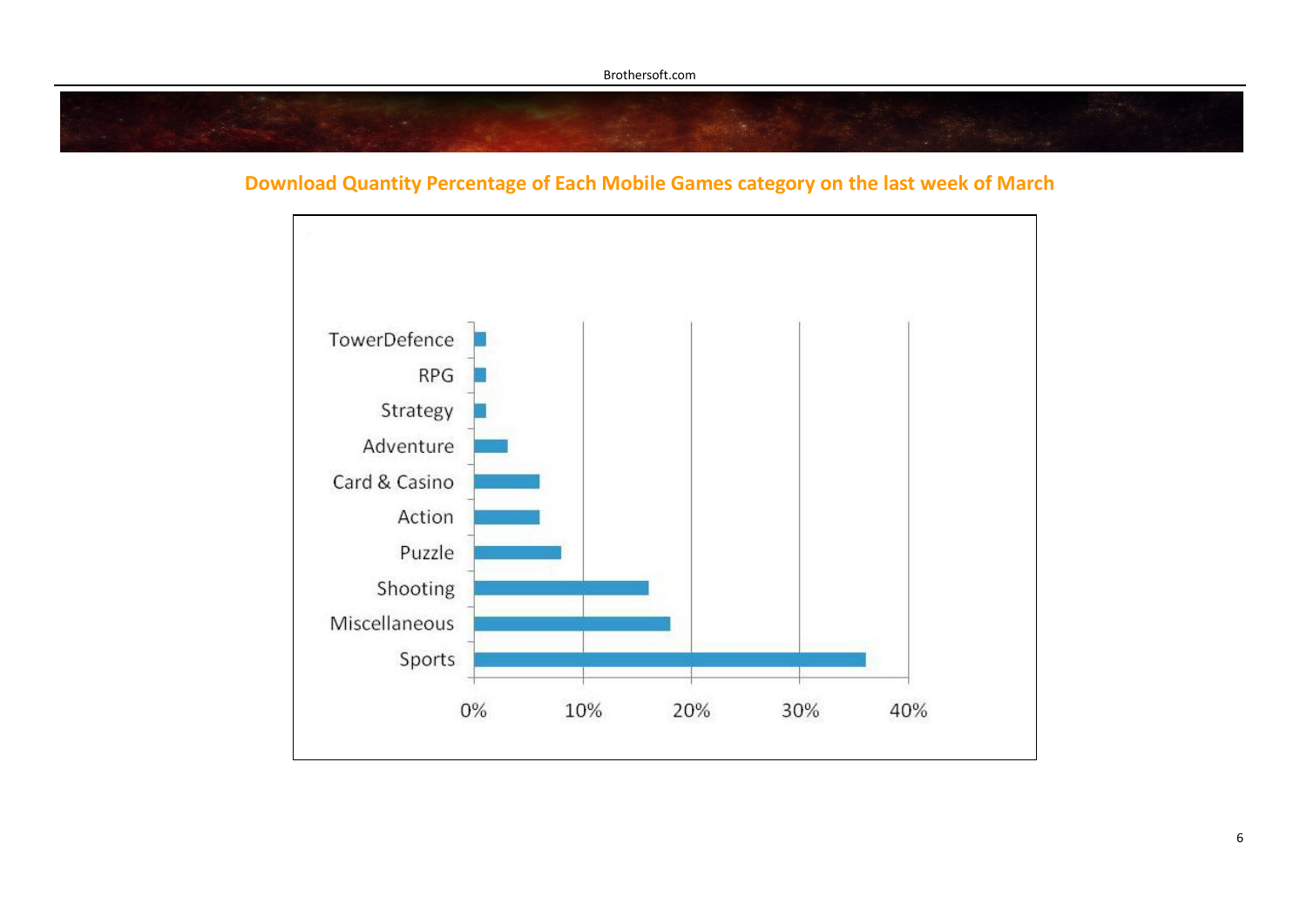## Download Quantity Percentage of Each Mobile Games category on the last week of March

TowerDefence
RPG
Strategy
Adventure
Card & Casino
Action
Puzzle
Shooting
Miscellaneous
Sports

0% 10% 20% 30% 40%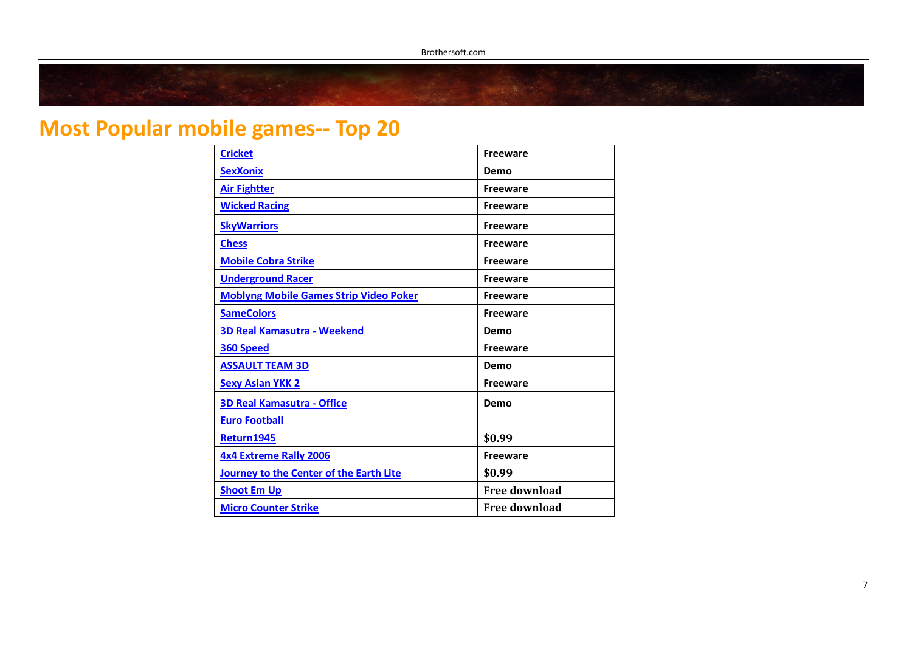# Most Popular mobile games-- Top 20

| Cricket | Freeware |
|---|---|
| SexXonix | Demo |
| Air Fightter | Freeware |
| Wicked Racing | Freeware |
| SkyWarriors | Freeware |
| Chess | Freeware |
| Mobile Cobra Strike | Freeware |
| Underground Racer | Freeware |
| Moblyng Mobile Games Strip Video Poker | Freeware |
| SameColors | Freeware |
| 3D Real Kamasutra - Weekend | Demo |
| 360 Speed | Freeware |
| ASSAULT TEAM 3D | Demo |
| Sexy Asian YKK 2 | Freeware |
| 3D Real Kamasutra - Office | Demo |
| Euro Football | |
| Return1945 | $0.99 |
| 4x4 Extreme Rally 2006 | Freeware |
| Journey to the Center of the Earth Lite | $0.99 |
| Shoot Em Up | Free download |
| Micro Counter Strike | Free download |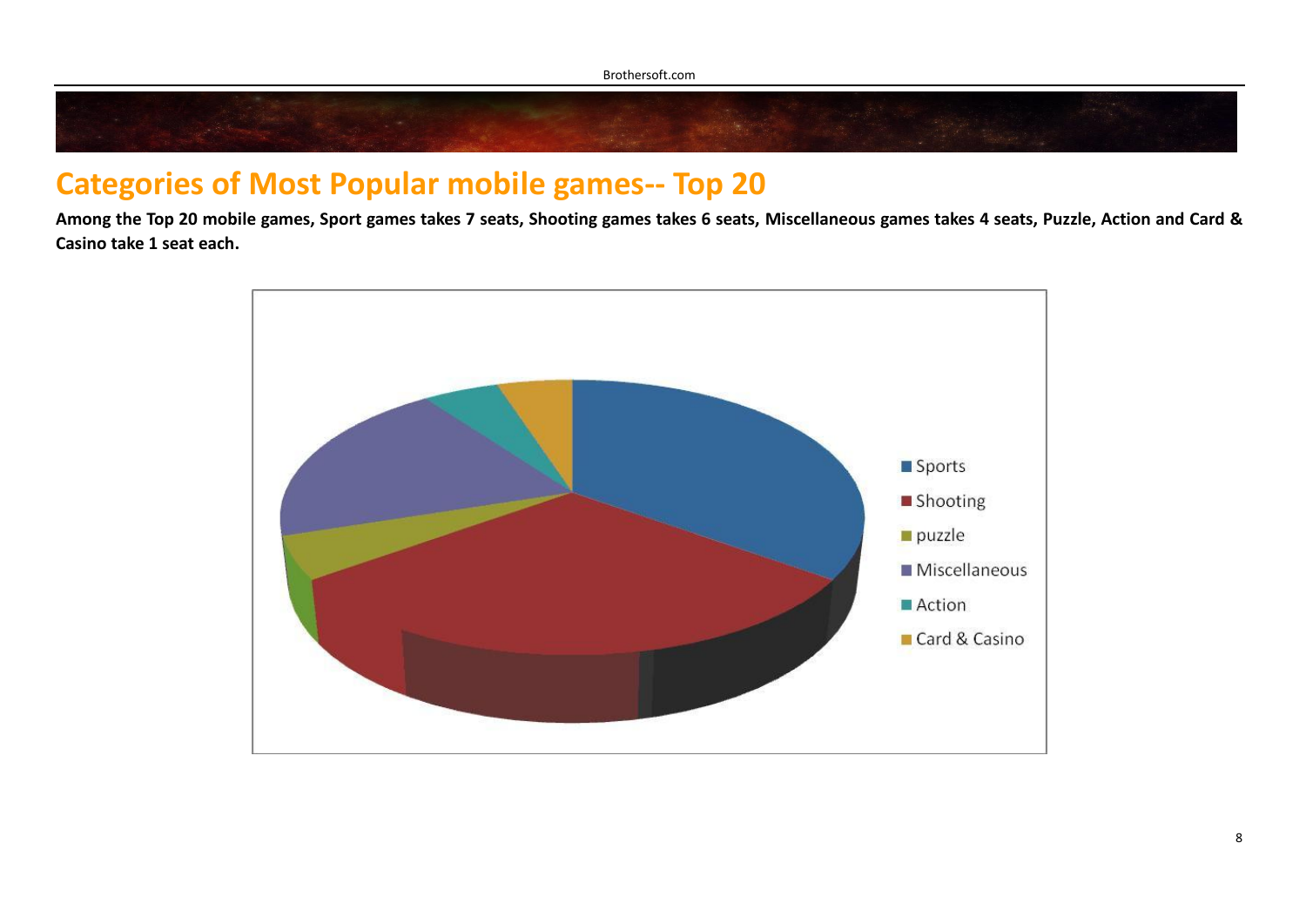## Categories of Most Popular mobile games-- Top 20

**Among the Top 20 mobile games, Sport games takes 7 seats, Shooting games takes 6 seats, Miscellaneous games takes 4 seats, Puzzle, Action and Card & Casino take 1 seat each.**

Sports
Shooting
puzzle
Miscellaneous
Action
Card & Casino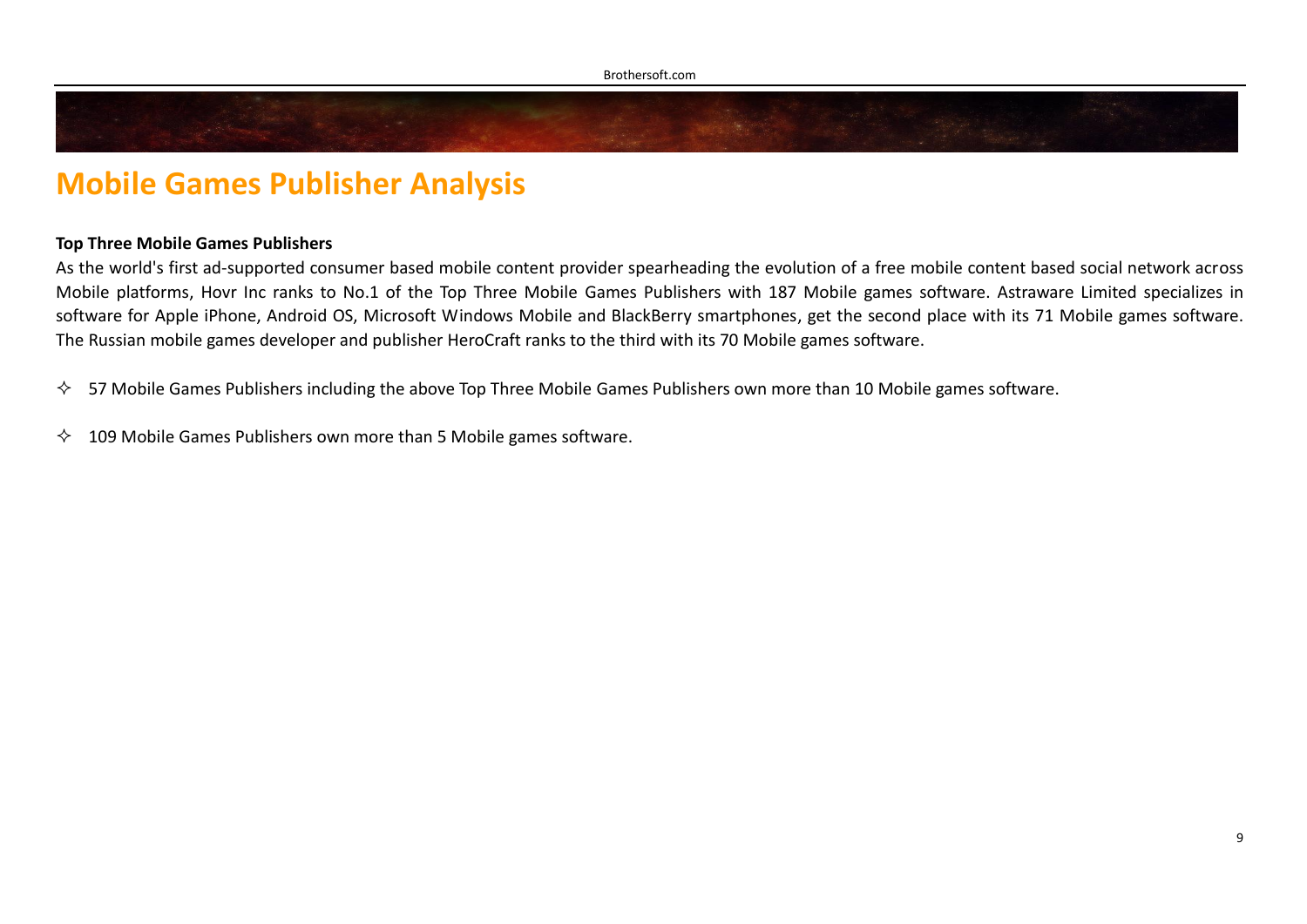# Mobile Games Publisher Analysis

**Top Three Mobile Games Publishers**

As the world's first ad-supported consumer based mobile content provider spearheading the evolution of a free mobile content based social network across Mobile platforms, Hovr Inc ranks to No.1 of the Top Three Mobile Games Publishers with 187 Mobile games software. Astraware Limited specializes in software for Apple iPhone, Android OS, Microsoft Windows Mobile and BlackBerry smartphones, get the second place with its 71 Mobile games software. The Russian mobile games developer and publisher HeroCraft ranks to the third with its 70 Mobile games software.

- 57 Mobile Games Publishers including the above Top Three Mobile Games Publishers own more than 10 Mobile games software.
- 109 Mobile Games Publishers own more than 5 Mobile games software.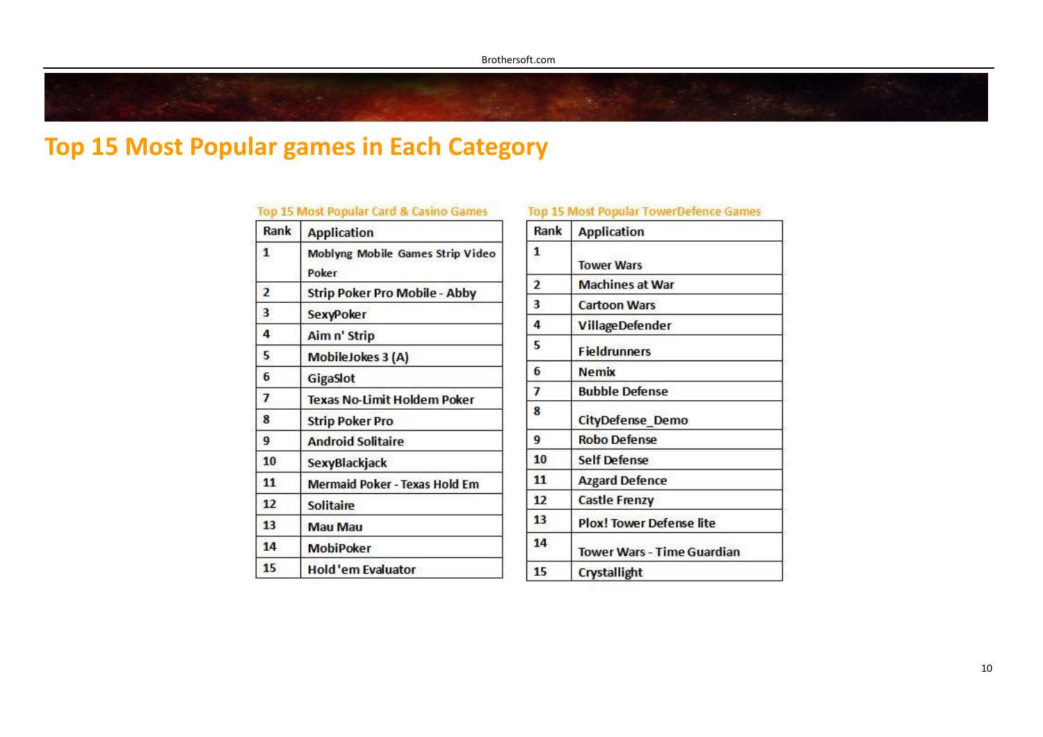# Top 15 Most Popular games in Each Category

Top 15 Most Popular Card & Casino Games

| Rank | Application |
|---|---|
| 1 | Moblyng Mobile Games Strip Video Poker |
| 2 | Strip Poker Pro Mobile - Abby |
| 3 | SexyPoker |
| 4 | Aim n' Strip |
| 5 | MobileJokes 3 (A) |
| 6 | GigaSlot |
| 7 | Texas No-Limit Holdem Poker |
| 8 | Strip Poker Pro |
| 9 | Android Solitaire |
| 10 | SexyBlackjack |
| 11 | Mermaid Poker - Texas Hold Em |
| 12 | Solitaire |
| 13 | Mau Mau |
| 14 | MobiPoker |
| 15 | Hold 'em Evaluator |

Top 15 Most Popular TowerDefence Games

| Rank | Application |
|---|---|
| 1 | Tower Wars |
| 2 | Machines at War |
| 3 | Cartoon Wars |
| 4 | VillageDefender |
| 5 | Fieldrunners |
| 6 | Nemix |
| 7 | Bubble Defense |
| 8 | CityDefense_Demo |
| 9 | Robo Defense |
| 10 | Self Defense |
| 11 | Azgard Defence |
| 12 | Castle Frenzy |
| 13 | Plox! Tower Defense lite |
| 14 | Tower Wars - Time Guardian |
| 15 | Crystallight |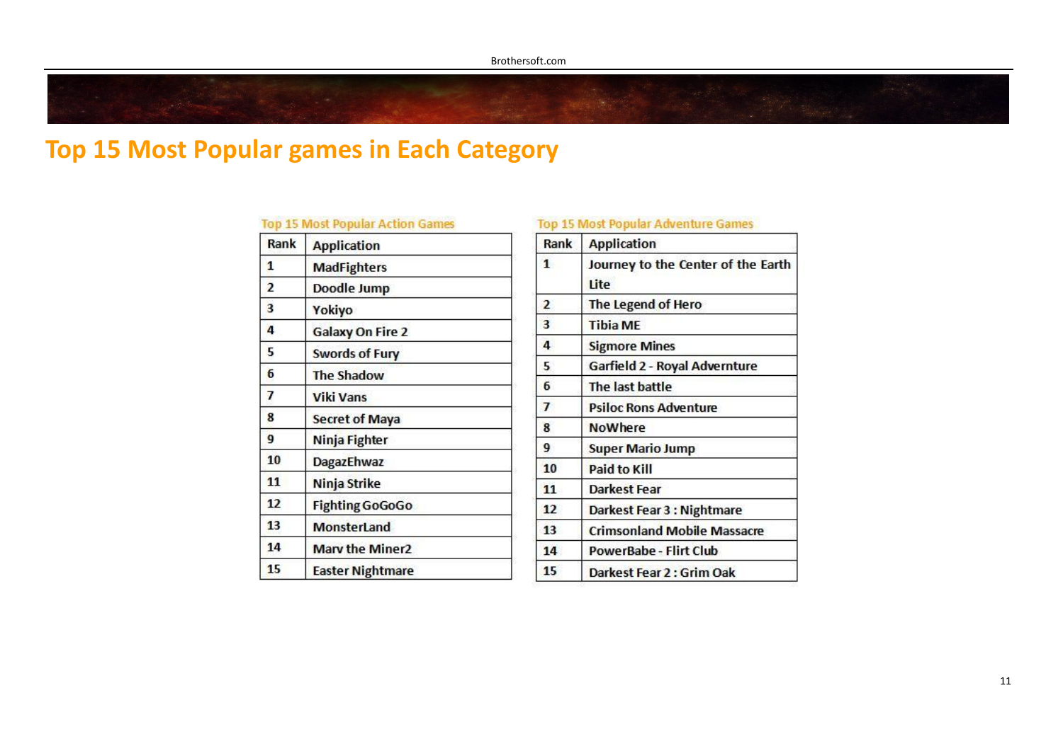# Top 15 Most Popular games in Each Category

Top 15 Most Popular Action Games

| Rank | Application |
|---|---|
| 1 | MadFighters |
| 2 | Doodle Jump |
| 3 | Yokiyo |
| 4 | Galaxy On Fire 2 |
| 5 | Swords of Fury |
| 6 | The Shadow |
| 7 | Viki Vans |
| 8 | Secret of Maya |
| 9 | Ninja Fighter |
| 10 | DagazEhwaz |
| 11 | Ninja Strike |
| 12 | Fighting GoGoGo |
| 13 | MonsterLand |
| 14 | Marv the Miner2 |
| 15 | Easter Nightmare |

Top 15 Most Popular Adventure Games

| Rank | Application |
|---|---|
| 1 | Journey to the Center of the Earth Lite |
| 2 | The Legend of Hero |
| 3 | Tibia ME |
| 4 | Sigmore Mines |
| 5 | Garfield 2 - Royal Advernture |
| 6 | The last battle |
| 7 | Psiloc Rons Adventure |
| 8 | NoWhere |
| 9 | Super Mario Jump |
| 10 | Paid to Kill |
| 11 | Darkest Fear |
| 12 | Darkest Fear 3 : Nightmare |
| 13 | Crimsonland Mobile Massacre |
| 14 | PowerBabe - Flirt Club |
| 15 | Darkest Fear 2 : Grim Oak |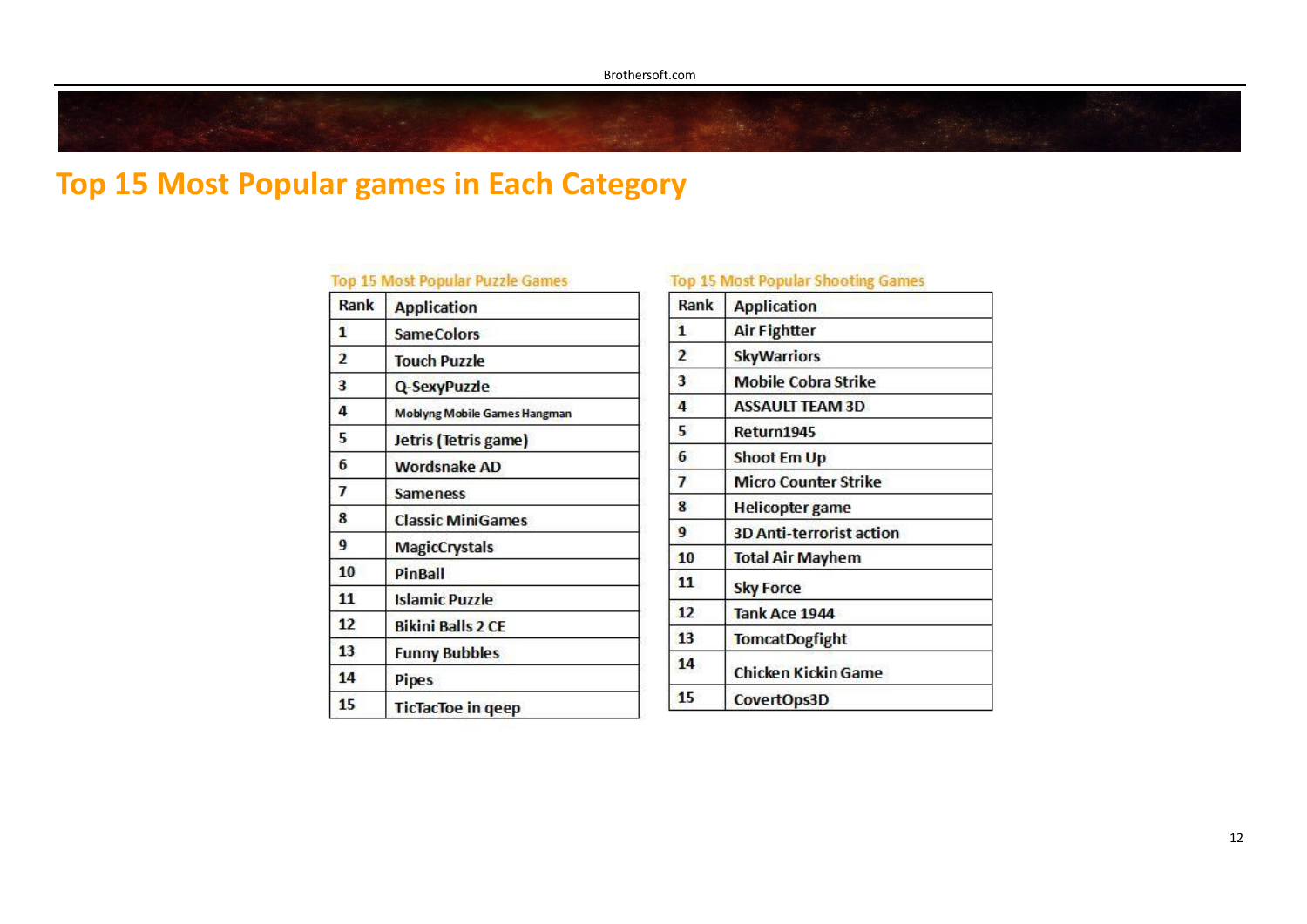# Top 15 Most Popular games in Each Category

Top 15 Most Popular Puzzle Games

| Rank | Application |
|---|---|
| 1 | SameColors |
| 2 | Touch Puzzle |
| 3 | Q-SexyPuzzle |
| 4 | Moblyng Mobile Games Hangman |
| 5 | Jetris (Tetris game) |
| 6 | Wordsnake AD |
| 7 | Sameness |
| 8 | Classic MiniGames |
| 9 | MagicCrystals |
| 10 | PinBall |
| 11 | Islamic Puzzle |
| 12 | Bikini Balls 2 CE |
| 13 | Funny Bubbles |
| 14 | Pipes |
| 15 | TicTacToe in qeep |

Top 15 Most Popular Shooting Games

| Rank | Application |
|---|---|
| 1 | Air Fightter |
| 2 | SkyWarriors |
| 3 | Mobile Cobra Strike |
| 4 | ASSAULT TEAM 3D |
| 5 | Return1945 |
| 6 | Shoot Em Up |
| 7 | Micro Counter Strike |
| 8 | Helicopter game |
| 9 | 3D Anti-terrorist action |
| 10 | Total Air Mayhem |
| 11 | Sky Force |
| 12 | Tank Ace 1944 |
| 13 | TomcatDogfight |
| 14 | Chicken Kickin Game |
| 15 | CovertOps3D |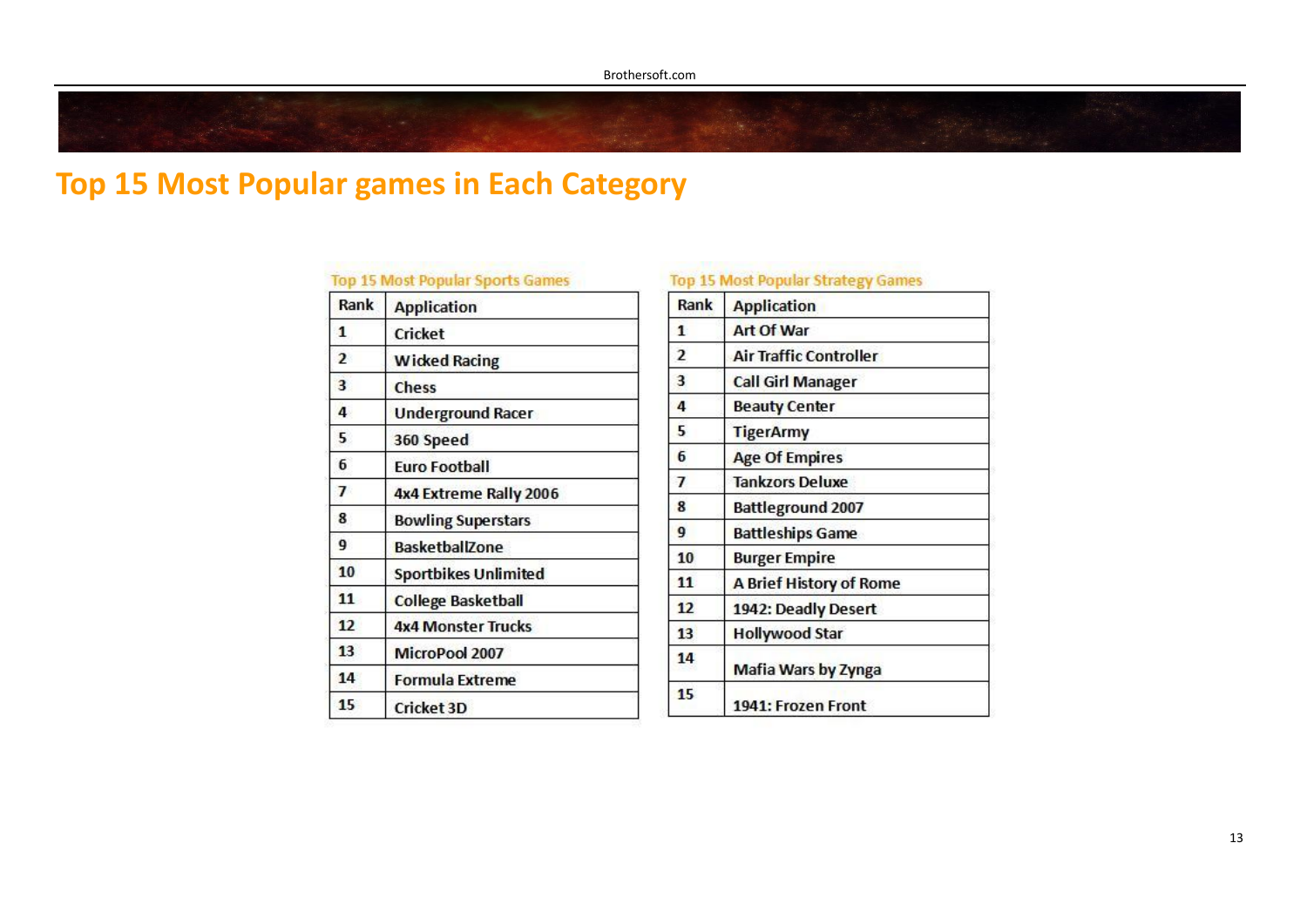# Top 15 Most Popular games in Each Category

Top 15 Most Popular Sports Games

| Rank | Application |
|---|---|
| 1 | Cricket |
| 2 | Wicked Racing |
| 3 | Chess |
| 4 | Underground Racer |
| 5 | 360 Speed |
| 6 | Euro Football |
| 7 | 4x4 Extreme Rally 2006 |
| 8 | Bowling Superstars |
| 9 | BasketballZone |
| 10 | Sportbikes Unlimited |
| 11 | College Basketball |
| 12 | 4x4 Monster Trucks |
| 13 | MicroPool 2007 |
| 14 | Formula Extreme |
| 15 | Cricket 3D |

Top 15 Most Popular Strategy Games

| Rank | Application |
|---|---|
| 1 | Art Of War |
| 2 | Air Traffic Controller |
| 3 | Call Girl Manager |
| 4 | Beauty Center |
| 5 | TigerArmy |
| 6 | Age Of Empires |
| 7 | Tankzors Deluxe |
| 8 | Battleground 2007 |
| 9 | Battleships Game |
| 10 | Burger Empire |
| 11 | A Brief History of Rome |
| 12 | 1942: Deadly Desert |
| 13 | Hollywood Star |
| 14 | Mafia Wars by Zynga |
| 15 | 1941: Frozen Front |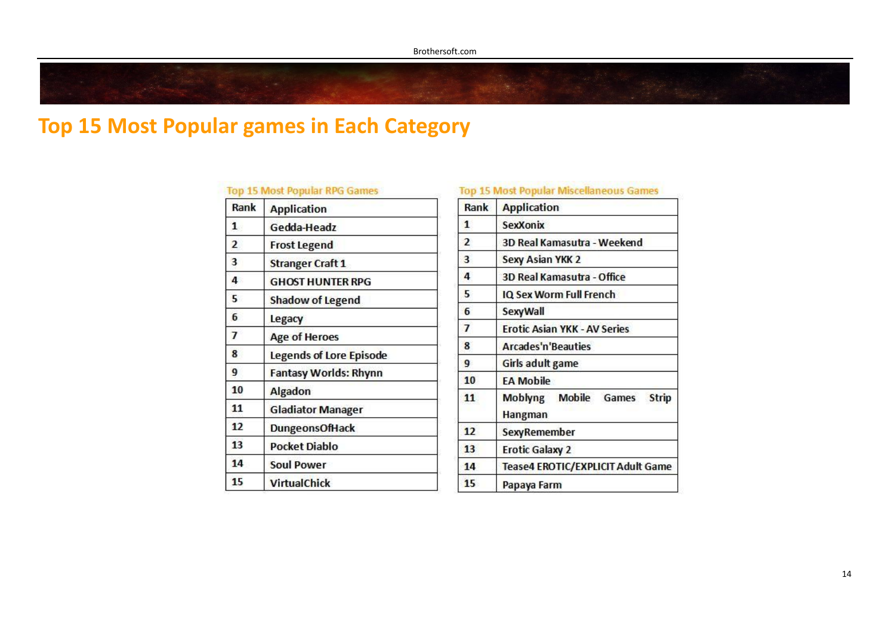# Top 15 Most Popular games in Each Category

Top 15 Most Popular RPG Games

| Rank | Application |
|---|---|
| 1 | Gedda-Headz |
| 2 | Frost Legend |
| 3 | Stranger Craft 1 |
| 4 | GHOST HUNTER RPG |
| 5 | Shadow of Legend |
| 6 | Legacy |
| 7 | Age of Heroes |
| 8 | Legends of Lore Episode |
| 9 | Fantasy Worlds: Rhynn |
| 10 | Algadon |
| 11 | Gladiator Manager |
| 12 | DungeonsOfHack |
| 13 | Pocket Diablo |
| 14 | Soul Power |
| 15 | VirtualChick |

Top 15 Most Popular Miscellaneous Games

| Rank | Application |
|---|---|
| 1 | SexXonix |
| 2 | 3D Real Kamasutra - Weekend |
| 3 | Sexy Asian YKK 2 |
| 4 | 3D Real Kamasutra - Office |
| 5 | IQ Sex Worm Full French |
| 6 | SexyWall |
| 7 | Erotic Asian YKK - AV Series |
| 8 | Arcades'n'Beauties |
| 9 | Girls adult game |
| 10 | EA Mobile |
| 11 | Moblyng Mobile Games Strip Hangman |
| 12 | SexyRemember |
| 13 | Erotic Galaxy 2 |
| 14 | Tease4 EROTIC/EXPLICIT Adult Game |
| 15 | Papaya Farm |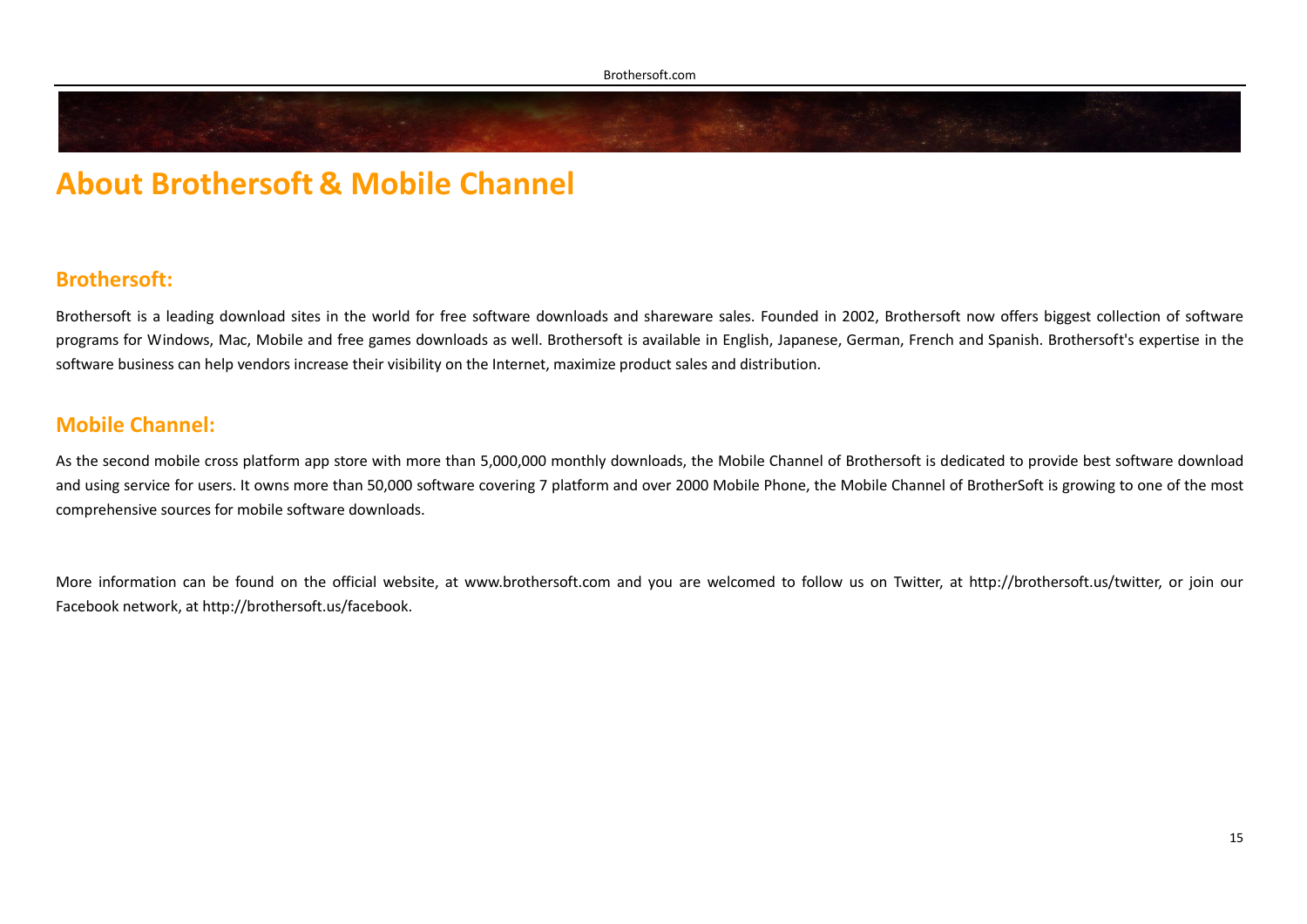# About Brothersoft & Mobile Channel

## Brothersoft:

Brothersoft is a leading download sites in the world for free software downloads and shareware sales. Founded in 2002, Brothersoft now offers biggest collection of software programs for Windows, Mac, Mobile and free games downloads as well. Brothersoft is available in English, Japanese, German, French and Spanish. Brothersoft's expertise in the software business can help vendors increase their visibility on the Internet, maximize product sales and distribution.

## Mobile Channel:

As the second mobile cross platform app store with more than 5,000,000 monthly downloads, the Mobile Channel of Brothersoft is dedicated to provide best software download and using service for users. It owns more than 50,000 software covering 7 platform and over 2000 Mobile Phone, the Mobile Channel of BrotherSoft is growing to one of the most comprehensive sources for mobile software downloads.

More information can be found on the official website, at www.brothersoft.com and you are welcomed to follow us on Twitter, at http://brothersoft.us/twitter, or join our Facebook network, at http://brothersoft.us/facebook.